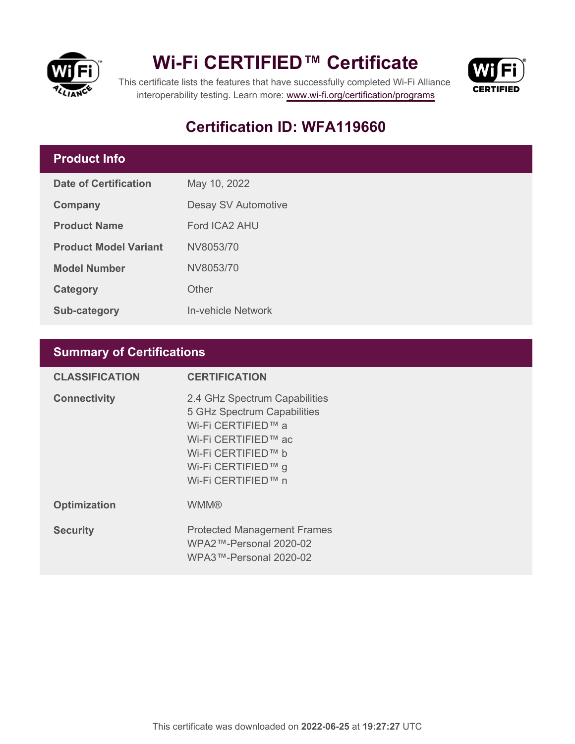# Wi-Fi CERTIFIED™ Certificate

This certificate lists the features that have successfully completed Wi-Fi Alliance interoperability testing. Learn more: www.wi-fi.org/certification/programs

## Certification ID: WFA119660

### Product Info

| | |
|---|---|
| **Date of Certification** | May 10, 2022 |
| **Company** | Desay SV Automotive |
| **Product Name** | Ford ICA2 AHU |
| **Product Model Variant** | NV8053/70 |
| **Model Number** | NV8053/70 |
| **Category** | Other |
| **Sub-category** | In-vehicle Network |

### Summary of Certifications

| CLASSIFICATION | CERTIFICATION |
|---|---|
| **Connectivity** | 2.4 GHz Spectrum Capabilities<br>5 GHz Spectrum Capabilities<br>Wi-Fi CERTIFIED™ a<br>Wi-Fi CERTIFIED™ ac<br>Wi-Fi CERTIFIED™ b<br>Wi-Fi CERTIFIED™ g<br>Wi-Fi CERTIFIED™ n |
| **Optimization** | WMM® |
| **Security** | Protected Management Frames<br>WPA2™-Personal 2020-02<br>WPA3™-Personal 2020-02 |

This certificate was downloaded on **2022-06-25** at **19:27:27** UTC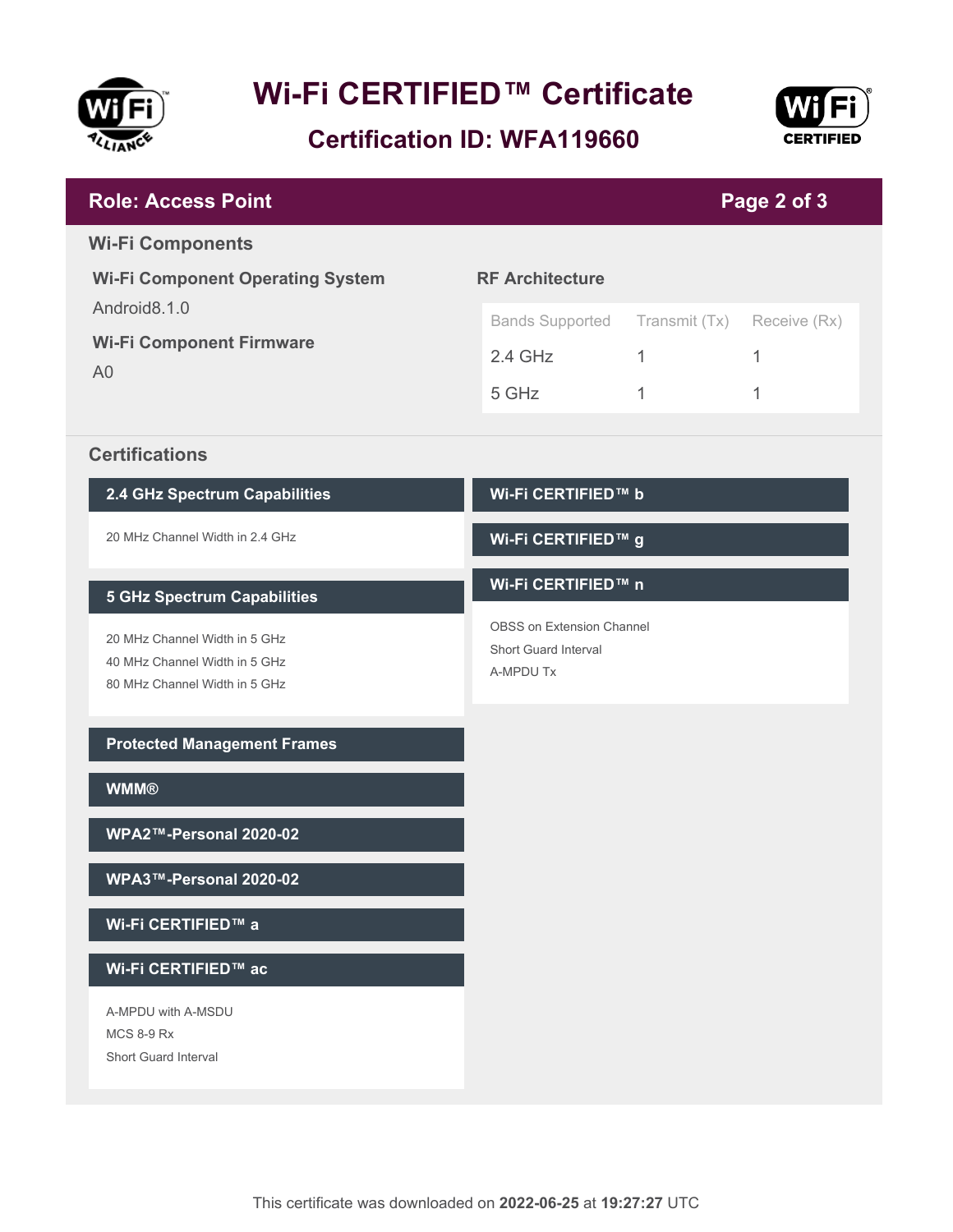# Wi-Fi CERTIFIED™ Certificate

## Certification ID: WFA119660

## Role: Access Point

### Wi-Fi Components

**Wi-Fi Component Operating System**

Android8.1.0

**Wi-Fi Component Firmware**

A0

**RF Architecture**

| Bands Supported | Transmit (Tx) | Receive (Rx) |
| --- | --- | --- |
| 2.4 GHz | 1 | 1 |
| 5 GHz | 1 | 1 |

### Certifications

**2.4 GHz Spectrum Capabilities**

- 20 MHz Channel Width in 2.4 GHz

**5 GHz Spectrum Capabilities**

- 20 MHz Channel Width in 5 GHz
- 40 MHz Channel Width in 5 GHz
- 80 MHz Channel Width in 5 GHz

**Protected Management Frames**

**WMM®**

**WPA2™-Personal 2020-02**

**WPA3™-Personal 2020-02**

**Wi-Fi CERTIFIED™ a**

**Wi-Fi CERTIFIED™ ac**

- A-MPDU with A-MSDU
- MCS 8-9 Rx
- Short Guard Interval

**Wi-Fi CERTIFIED™ b**

**Wi-Fi CERTIFIED™ g**

**Wi-Fi CERTIFIED™ n**

- OBSS on Extension Channel
- Short Guard Interval
- A-MPDU Tx

This certificate was downloaded on **2022-06-25** at **19:27:27** UTC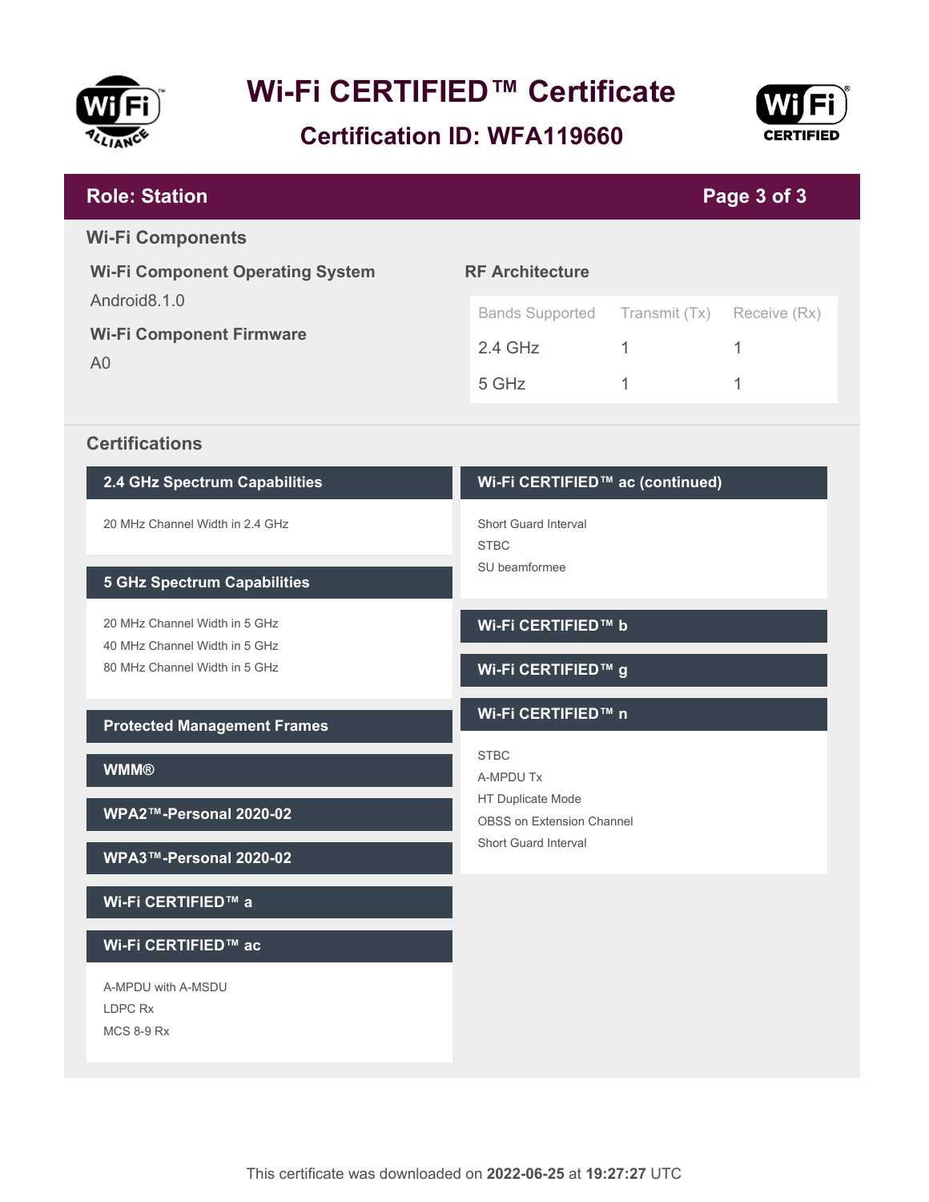# Wi-Fi CERTIFIED™ Certificate

## Certification ID: WFA119660

**Role: Station**

### Wi-Fi Components

**Wi-Fi Component Operating System**

Android8.1.0

**Wi-Fi Component Firmware**

A0

**RF Architecture**

| Bands Supported | Transmit (Tx) | Receive (Rx) |
|---|---|---|
| 2.4 GHz | 1 | 1 |
| 5 GHz | 1 | 1 |

### Certifications

#### 2.4 GHz Spectrum Capabilities

- 20 MHz Channel Width in 2.4 GHz

#### 5 GHz Spectrum Capabilities

- 20 MHz Channel Width in 5 GHz
- 40 MHz Channel Width in 5 GHz
- 80 MHz Channel Width in 5 GHz

#### Protected Management Frames

#### WMM®

#### WPA2™-Personal 2020-02

#### WPA3™-Personal 2020-02

#### Wi-Fi CERTIFIED™ a

#### Wi-Fi CERTIFIED™ ac

- A-MPDU with A-MSDU
- LDPC Rx
- MCS 8-9 Rx

#### Wi-Fi CERTIFIED™ ac (continued)

- Short Guard Interval
- STBC
- SU beamformee

#### Wi-Fi CERTIFIED™ b

#### Wi-Fi CERTIFIED™ g

#### Wi-Fi CERTIFIED™ n

- STBC
- A-MPDU Tx
- HT Duplicate Mode
- OBSS on Extension Channel
- Short Guard Interval

This certificate was downloaded on **2022-06-25** at **19:27:27** UTC